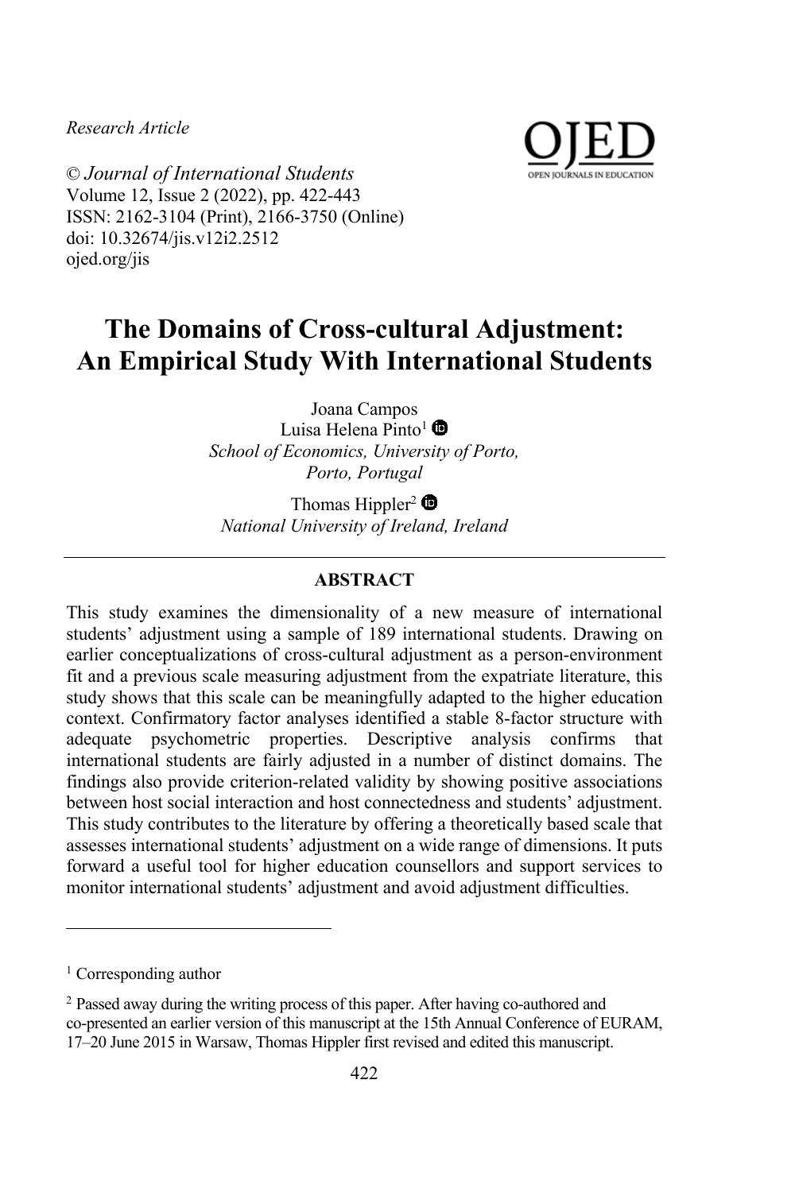*Research Article*

© *Journal of International Students*
Volume 12, Issue 2 (2022), pp. 422-443
ISSN: 2162-3104 (Print), 2166-3750 (Online)
doi: 10.32674/jis.v12i2.2512
ojed.org/jis

# The Domains of Cross-cultural Adjustment: An Empirical Study With International Students

Joana Campos
Luisa Helena Pinto[1]
*School of Economics, University of Porto, Porto, Portugal*

Thomas Hippler[2]
*National University of Ireland, Ireland*

## ABSTRACT

This study examines the dimensionality of a new measure of international students' adjustment using a sample of 189 international students. Drawing on earlier conceptualizations of cross-cultural adjustment as a person-environment fit and a previous scale measuring adjustment from the expatriate literature, this study shows that this scale can be meaningfully adapted to the higher education context. Confirmatory factor analyses identified a stable 8-factor structure with adequate psychometric properties. Descriptive analysis confirms that international students are fairly adjusted in a number of distinct domains. The findings also provide criterion-related validity by showing positive associations between host social interaction and host connectedness and students' adjustment. This study contributes to the literature by offering a theoretically based scale that assesses international students' adjustment on a wide range of dimensions. It puts forward a useful tool for higher education counsellors and support services to monitor international students' adjustment and avoid adjustment difficulties.

---

[1] Corresponding author

[2] Passed away during the writing process of this paper. After having co-authored and co-presented an earlier version of this manuscript at the 15th Annual Conference of EURAM, 17–20 June 2015 in Warsaw, Thomas Hippler first revised and edited this manuscript.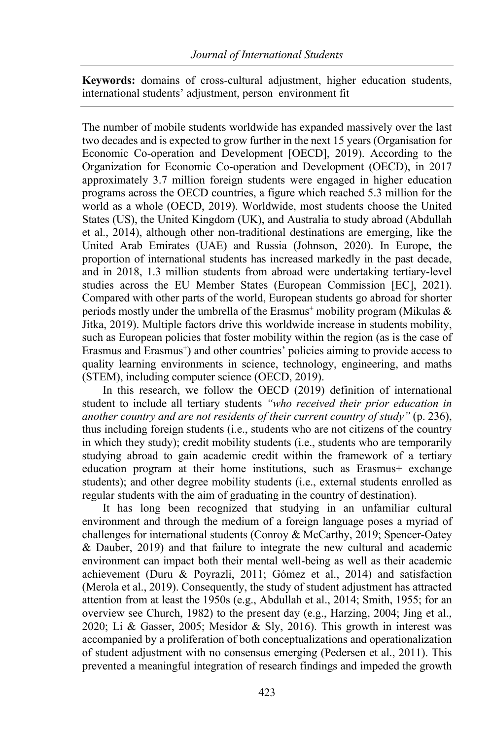**Keywords:** domains of cross-cultural adjustment, higher education students, international students' adjustment, person–environment fit

The number of mobile students worldwide has expanded massively over the last two decades and is expected to grow further in the next 15 years (Organisation for Economic Co-operation and Development [OECD], 2019). According to the Organization for Economic Co-operation and Development (OECD), in 2017 approximately 3.7 million foreign students were engaged in higher education programs across the OECD countries, a figure which reached 5.3 million for the world as a whole (OECD, 2019). Worldwide, most students choose the United States (US), the United Kingdom (UK), and Australia to study abroad (Abdullah et al., 2014), although other non-traditional destinations are emerging, like the United Arab Emirates (UAE) and Russia (Johnson, 2020). In Europe, the proportion of international students has increased markedly in the past decade, and in 2018, 1.3 million students from abroad were undertaking tertiary-level studies across the EU Member States (European Commission [EC], 2021). Compared with other parts of the world, European students go abroad for shorter periods mostly under the umbrella of the Erasmus+ mobility program (Mikulas & Jitka, 2019). Multiple factors drive this worldwide increase in students mobility, such as European policies that foster mobility within the region (as is the case of Erasmus and Erasmus+) and other countries' policies aiming to provide access to quality learning environments in science, technology, engineering, and maths (STEM), including computer science (OECD, 2019).

In this research, we follow the OECD (2019) definition of international student to include all tertiary students *"who received their prior education in another country and are not residents of their current country of study"* (p. 236), thus including foreign students (i.e., students who are not citizens of the country in which they study); credit mobility students (i.e., students who are temporarily studying abroad to gain academic credit within the framework of a tertiary education program at their home institutions, such as Erasmus+ exchange students); and other degree mobility students (i.e., external students enrolled as regular students with the aim of graduating in the country of destination).

It has long been recognized that studying in an unfamiliar cultural environment and through the medium of a foreign language poses a myriad of challenges for international students (Conroy & McCarthy, 2019; Spencer-Oatey & Dauber, 2019) and that failure to integrate the new cultural and academic environment can impact both their mental well-being as well as their academic achievement (Duru & Poyrazli, 2011; Gómez et al., 2014) and satisfaction (Merola et al., 2019). Consequently, the study of student adjustment has attracted attention from at least the 1950s (e.g., Abdullah et al., 2014; Smith, 1955; for an overview see Church, 1982) to the present day (e.g., Harzing, 2004; Jing et al., 2020; Li & Gasser, 2005; Mesidor & Sly, 2016). This growth in interest was accompanied by a proliferation of both conceptualizations and operationalization of student adjustment with no consensus emerging (Pedersen et al., 2011). This prevented a meaningful integration of research findings and impeded the growth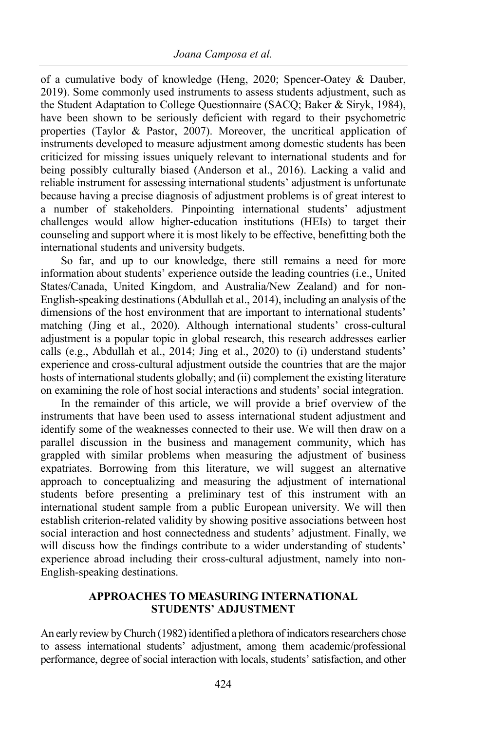of a cumulative body of knowledge (Heng, 2020; Spencer-Oatey & Dauber, 2019). Some commonly used instruments to assess students adjustment, such as the Student Adaptation to College Questionnaire (SACQ; Baker & Siryk, 1984), have been shown to be seriously deficient with regard to their psychometric properties (Taylor & Pastor, 2007). Moreover, the uncritical application of instruments developed to measure adjustment among domestic students has been criticized for missing issues uniquely relevant to international students and for being possibly culturally biased (Anderson et al., 2016). Lacking a valid and reliable instrument for assessing international students' adjustment is unfortunate because having a precise diagnosis of adjustment problems is of great interest to a number of stakeholders. Pinpointing international students' adjustment challenges would allow higher-education institutions (HEIs) to target their counseling and support where it is most likely to be effective, benefitting both the international students and university budgets.

So far, and up to our knowledge, there still remains a need for more information about students' experience outside the leading countries (i.e., United States/Canada, United Kingdom, and Australia/New Zealand) and for non-English-speaking destinations (Abdullah et al., 2014), including an analysis of the dimensions of the host environment that are important to international students' matching (Jing et al., 2020). Although international students' cross-cultural adjustment is a popular topic in global research, this research addresses earlier calls (e.g., Abdullah et al., 2014; Jing et al., 2020) to (i) understand students' experience and cross-cultural adjustment outside the countries that are the major hosts of international students globally; and (ii) complement the existing literature on examining the role of host social interactions and students' social integration.

In the remainder of this article, we will provide a brief overview of the instruments that have been used to assess international student adjustment and identify some of the weaknesses connected to their use. We will then draw on a parallel discussion in the business and management community, which has grappled with similar problems when measuring the adjustment of business expatriates. Borrowing from this literature, we will suggest an alternative approach to conceptualizing and measuring the adjustment of international students before presenting a preliminary test of this instrument with an international student sample from a public European university. We will then establish criterion-related validity by showing positive associations between host social interaction and host connectedness and students' adjustment. Finally, we will discuss how the findings contribute to a wider understanding of students' experience abroad including their cross-cultural adjustment, namely into non-English-speaking destinations.

## APPROACHES TO MEASURING INTERNATIONAL STUDENTS' ADJUSTMENT

An early review by Church (1982) identified a plethora of indicators researchers chose to assess international students' adjustment, among them academic/professional performance, degree of social interaction with locals, students' satisfaction, and other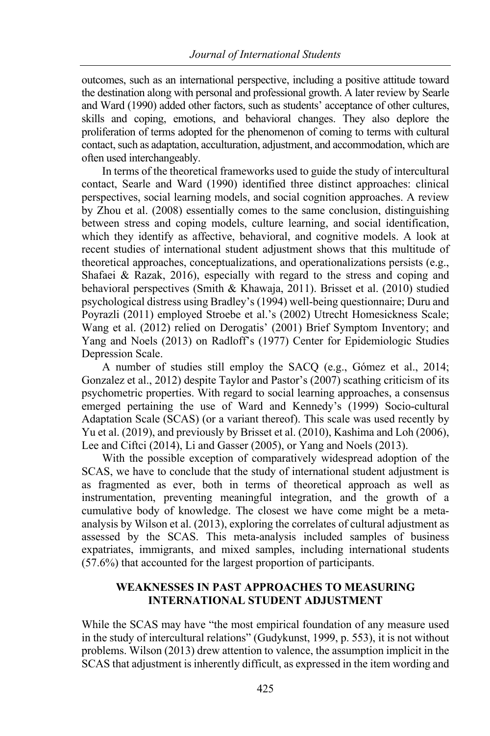outcomes, such as an international perspective, including a positive attitude toward the destination along with personal and professional growth. A later review by Searle and Ward (1990) added other factors, such as students' acceptance of other cultures, skills and coping, emotions, and behavioral changes. They also deplore the proliferation of terms adopted for the phenomenon of coming to terms with cultural contact, such as adaptation, acculturation, adjustment, and accommodation, which are often used interchangeably.

In terms of the theoretical frameworks used to guide the study of intercultural contact, Searle and Ward (1990) identified three distinct approaches: clinical perspectives, social learning models, and social cognition approaches. A review by Zhou et al. (2008) essentially comes to the same conclusion, distinguishing between stress and coping models, culture learning, and social identification, which they identify as affective, behavioral, and cognitive models. A look at recent studies of international student adjustment shows that this multitude of theoretical approaches, conceptualizations, and operationalizations persists (e.g., Shafaei & Razak, 2016), especially with regard to the stress and coping and behavioral perspectives (Smith & Khawaja, 2011). Brisset et al. (2010) studied psychological distress using Bradley's (1994) well-being questionnaire; Duru and Poyrazli (2011) employed Stroebe et al.'s (2002) Utrecht Homesickness Scale; Wang et al. (2012) relied on Derogatis' (2001) Brief Symptom Inventory; and Yang and Noels (2013) on Radloff's (1977) Center for Epidemiologic Studies Depression Scale.

A number of studies still employ the SACQ (e.g., Gómez et al., 2014; Gonzalez et al., 2012) despite Taylor and Pastor's (2007) scathing criticism of its psychometric properties. With regard to social learning approaches, a consensus emerged pertaining the use of Ward and Kennedy's (1999) Socio-cultural Adaptation Scale (SCAS) (or a variant thereof). This scale was used recently by Yu et al. (2019), and previously by Brisset et al. (2010), Kashima and Loh (2006), Lee and Ciftci (2014), Li and Gasser (2005), or Yang and Noels (2013).

With the possible exception of comparatively widespread adoption of the SCAS, we have to conclude that the study of international student adjustment is as fragmented as ever, both in terms of theoretical approach as well as instrumentation, preventing meaningful integration, and the growth of a cumulative body of knowledge. The closest we have come might be a meta-analysis by Wilson et al. (2013), exploring the correlates of cultural adjustment as assessed by the SCAS. This meta-analysis included samples of business expatriates, immigrants, and mixed samples, including international students (57.6%) that accounted for the largest proportion of participants.

## WEAKNESSES IN PAST APPROACHES TO MEASURING INTERNATIONAL STUDENT ADJUSTMENT

While the SCAS may have "the most empirical foundation of any measure used in the study of intercultural relations" (Gudykunst, 1999, p. 553), it is not without problems. Wilson (2013) drew attention to valence, the assumption implicit in the SCAS that adjustment is inherently difficult, as expressed in the item wording and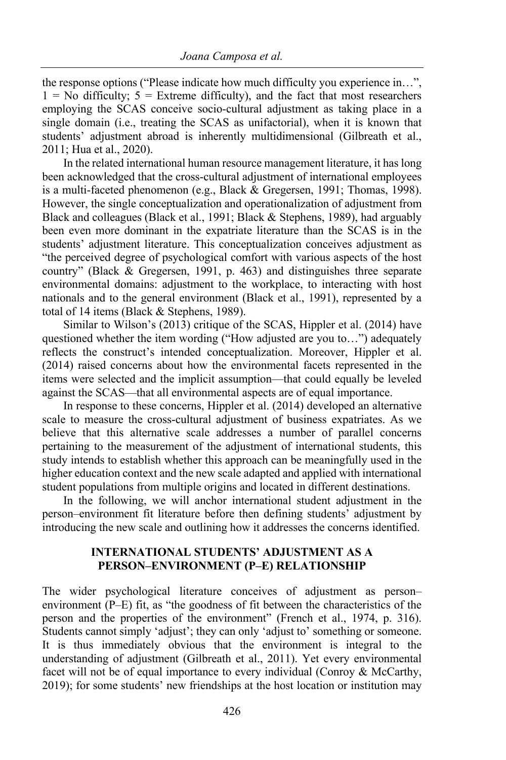the response options ("Please indicate how much difficulty you experience in…", 1 = No difficulty; 5 = Extreme difficulty), and the fact that most researchers employing the SCAS conceive socio-cultural adjustment as taking place in a single domain (i.e., treating the SCAS as unifactorial), when it is known that students' adjustment abroad is inherently multidimensional (Gilbreath et al., 2011; Hua et al., 2020).

In the related international human resource management literature, it has long been acknowledged that the cross-cultural adjustment of international employees is a multi-faceted phenomenon (e.g., Black & Gregersen, 1991; Thomas, 1998). However, the single conceptualization and operationalization of adjustment from Black and colleagues (Black et al., 1991; Black & Stephens, 1989), had arguably been even more dominant in the expatriate literature than the SCAS is in the students' adjustment literature. This conceptualization conceives adjustment as "the perceived degree of psychological comfort with various aspects of the host country" (Black & Gregersen, 1991, p. 463) and distinguishes three separate environmental domains: adjustment to the workplace, to interacting with host nationals and to the general environment (Black et al., 1991), represented by a total of 14 items (Black & Stephens, 1989).

Similar to Wilson's (2013) critique of the SCAS, Hippler et al. (2014) have questioned whether the item wording ("How adjusted are you to…") adequately reflects the construct's intended conceptualization. Moreover, Hippler et al. (2014) raised concerns about how the environmental facets represented in the items were selected and the implicit assumption—that could equally be leveled against the SCAS—that all environmental aspects are of equal importance.

In response to these concerns, Hippler et al. (2014) developed an alternative scale to measure the cross-cultural adjustment of business expatriates. As we believe that this alternative scale addresses a number of parallel concerns pertaining to the measurement of the adjustment of international students, this study intends to establish whether this approach can be meaningfully used in the higher education context and the new scale adapted and applied with international student populations from multiple origins and located in different destinations.

In the following, we will anchor international student adjustment in the person–environment fit literature before then defining students' adjustment by introducing the new scale and outlining how it addresses the concerns identified.

## INTERNATIONAL STUDENTS' ADJUSTMENT AS A PERSON–ENVIRONMENT (P–E) RELATIONSHIP

The wider psychological literature conceives of adjustment as person–environment (P–E) fit, as "the goodness of fit between the characteristics of the person and the properties of the environment" (French et al., 1974, p. 316). Students cannot simply 'adjust'; they can only 'adjust to' something or someone. It is thus immediately obvious that the environment is integral to the understanding of adjustment (Gilbreath et al., 2011). Yet every environmental facet will not be of equal importance to every individual (Conroy & McCarthy, 2019); for some students' new friendships at the host location or institution may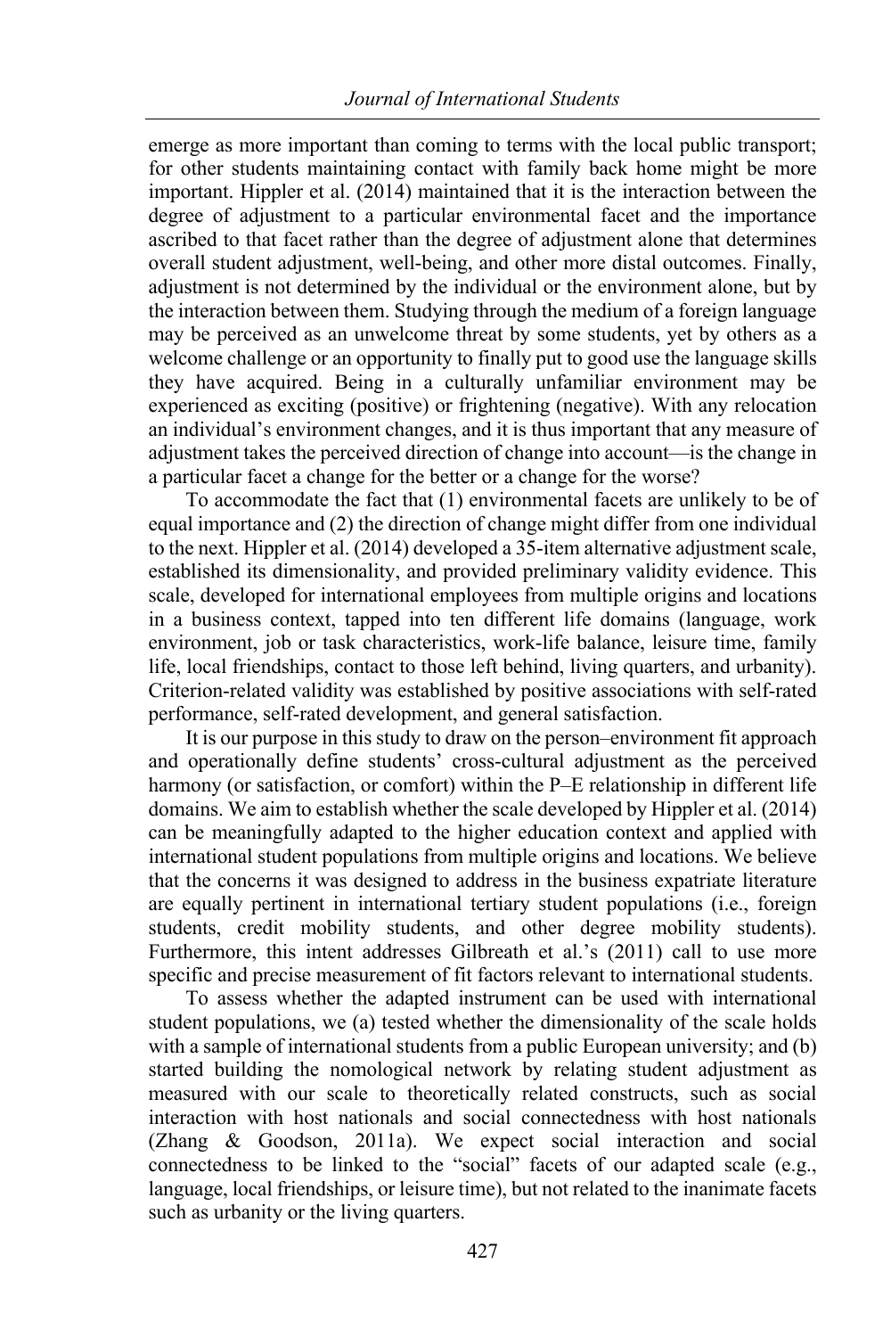emerge as more important than coming to terms with the local public transport; for other students maintaining contact with family back home might be more important. Hippler et al. (2014) maintained that it is the interaction between the degree of adjustment to a particular environmental facet and the importance ascribed to that facet rather than the degree of adjustment alone that determines overall student adjustment, well-being, and other more distal outcomes. Finally, adjustment is not determined by the individual or the environment alone, but by the interaction between them. Studying through the medium of a foreign language may be perceived as an unwelcome threat by some students, yet by others as a welcome challenge or an opportunity to finally put to good use the language skills they have acquired. Being in a culturally unfamiliar environment may be experienced as exciting (positive) or frightening (negative). With any relocation an individual's environment changes, and it is thus important that any measure of adjustment takes the perceived direction of change into account—is the change in a particular facet a change for the better or a change for the worse?

To accommodate the fact that (1) environmental facets are unlikely to be of equal importance and (2) the direction of change might differ from one individual to the next. Hippler et al. (2014) developed a 35-item alternative adjustment scale, established its dimensionality, and provided preliminary validity evidence. This scale, developed for international employees from multiple origins and locations in a business context, tapped into ten different life domains (language, work environment, job or task characteristics, work-life balance, leisure time, family life, local friendships, contact to those left behind, living quarters, and urbanity). Criterion-related validity was established by positive associations with self-rated performance, self-rated development, and general satisfaction.

It is our purpose in this study to draw on the person–environment fit approach and operationally define students' cross-cultural adjustment as the perceived harmony (or satisfaction, or comfort) within the P–E relationship in different life domains. We aim to establish whether the scale developed by Hippler et al. (2014) can be meaningfully adapted to the higher education context and applied with international student populations from multiple origins and locations. We believe that the concerns it was designed to address in the business expatriate literature are equally pertinent in international tertiary student populations (i.e., foreign students, credit mobility students, and other degree mobility students). Furthermore, this intent addresses Gilbreath et al.'s (2011) call to use more specific and precise measurement of fit factors relevant to international students.

To assess whether the adapted instrument can be used with international student populations, we (a) tested whether the dimensionality of the scale holds with a sample of international students from a public European university; and (b) started building the nomological network by relating student adjustment as measured with our scale to theoretically related constructs, such as social interaction with host nationals and social connectedness with host nationals (Zhang & Goodson, 2011a). We expect social interaction and social connectedness to be linked to the "social" facets of our adapted scale (e.g., language, local friendships, or leisure time), but not related to the inanimate facets such as urbanity or the living quarters.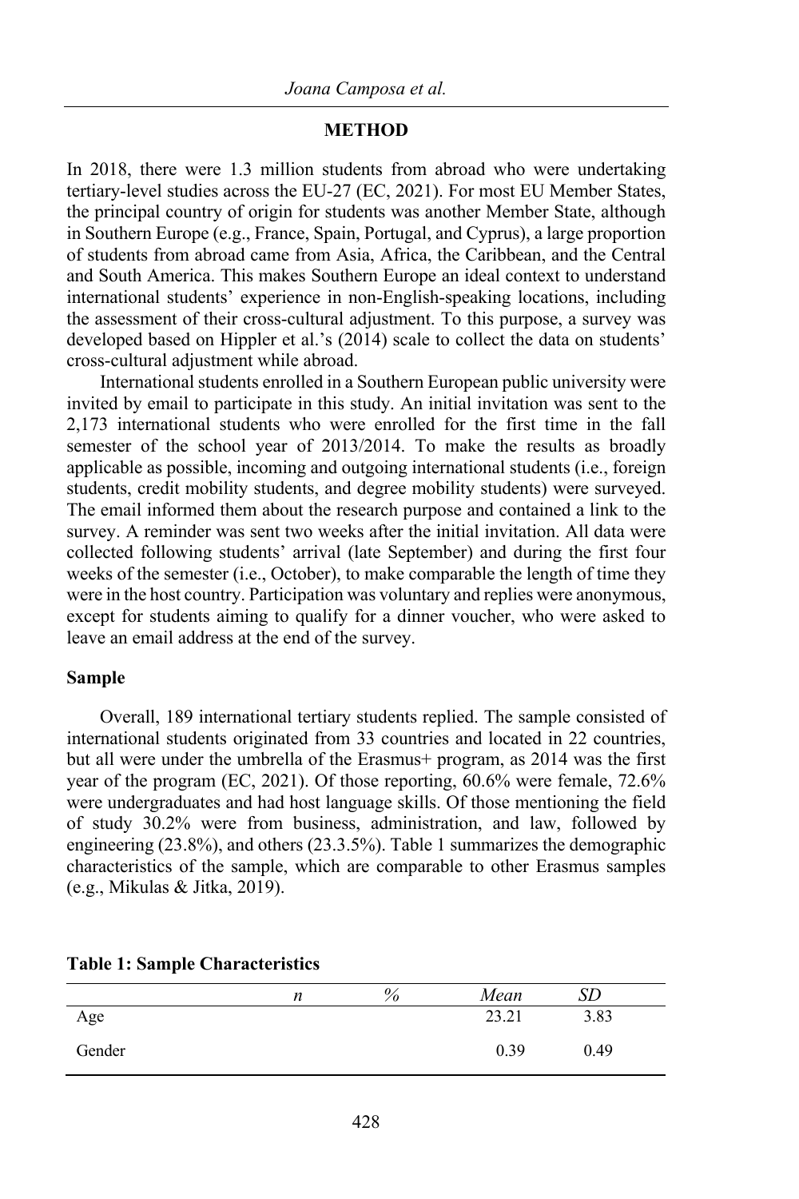## METHOD

In 2018, there were 1.3 million students from abroad who were undertaking tertiary-level studies across the EU-27 (EC, 2021). For most EU Member States, the principal country of origin for students was another Member State, although in Southern Europe (e.g., France, Spain, Portugal, and Cyprus), a large proportion of students from abroad came from Asia, Africa, the Caribbean, and the Central and South America. This makes Southern Europe an ideal context to understand international students' experience in non-English-speaking locations, including the assessment of their cross-cultural adjustment. To this purpose, a survey was developed based on Hippler et al.'s (2014) scale to collect the data on students' cross-cultural adjustment while abroad.

International students enrolled in a Southern European public university were invited by email to participate in this study. An initial invitation was sent to the 2,173 international students who were enrolled for the first time in the fall semester of the school year of 2013/2014. To make the results as broadly applicable as possible, incoming and outgoing international students (i.e., foreign students, credit mobility students, and degree mobility students) were surveyed. The email informed them about the research purpose and contained a link to the survey. A reminder was sent two weeks after the initial invitation. All data were collected following students' arrival (late September) and during the first four weeks of the semester (i.e., October), to make comparable the length of time they were in the host country. Participation was voluntary and replies were anonymous, except for students aiming to qualify for a dinner voucher, who were asked to leave an email address at the end of the survey.

### Sample

Overall, 189 international tertiary students replied. The sample consisted of international students originated from 33 countries and located in 22 countries, but all were under the umbrella of the Erasmus+ program, as 2014 was the first year of the program (EC, 2021). Of those reporting, 60.6% were female, 72.6% were undergraduates and had host language skills. Of those mentioning the field of study 30.2% were from business, administration, and law, followed by engineering (23.8%), and others (23.3.5%). Table 1 summarizes the demographic characteristics of the sample, which are comparable to other Erasmus samples (e.g., Mikulas & Jitka, 2019).

**Table 1: Sample Characteristics**

| | *n* | % | *Mean* | *SD* |
|---|---|---|---|---|
| Age | | | 23.21 | 3.83 |
| Gender | | | 0.39 | 0.49 |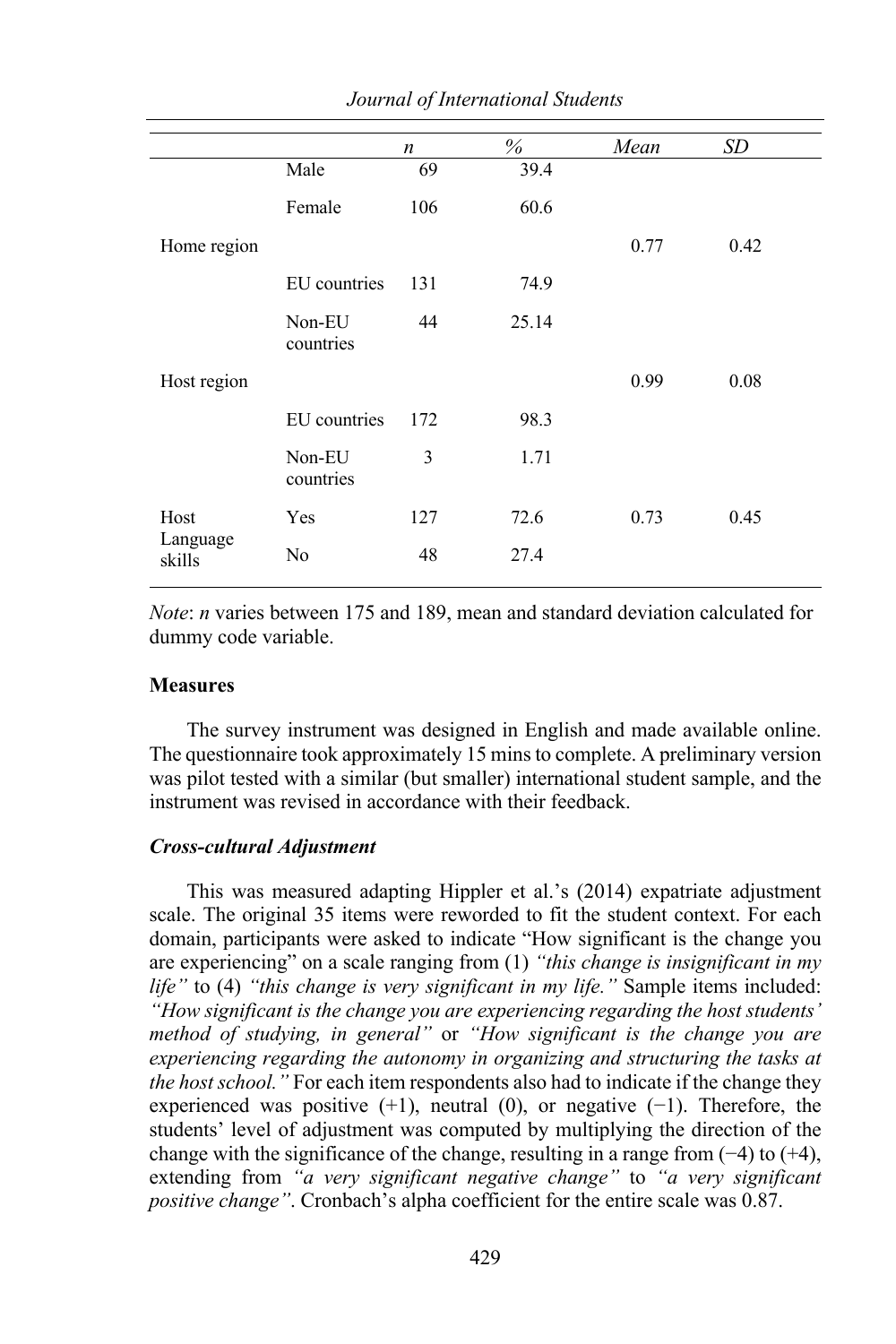| | | *n* | *%* | *Mean* | *SD* |
|---|---|---|---|---|---|
| | Male | 69 | 39.4 | | |
| | Female | 106 | 60.6 | | |
| Home region | | | | 0.77 | 0.42 |
| | EU countries | 131 | 74.9 | | |
| | Non-EU countries | 44 | 25.14 | | |
| Host region | | | | 0.99 | 0.08 |
| | EU countries | 172 | 98.3 | | |
| | Non-EU countries | 3 | 1.71 | | |
| Host Language skills | Yes | 127 | 72.6 | 0.73 | 0.45 |
| | No | 48 | 27.4 | | |

*Note*: *n* varies between 175 and 189, mean and standard deviation calculated for dummy code variable.

**Measures**

The survey instrument was designed in English and made available online. The questionnaire took approximately 15 mins to complete. A preliminary version was pilot tested with a similar (but smaller) international student sample, and the instrument was revised in accordance with their feedback.

***Cross-cultural Adjustment***

This was measured adapting Hippler et al.'s (2014) expatriate adjustment scale. The original 35 items were reworded to fit the student context. For each domain, participants were asked to indicate "How significant is the change you are experiencing" on a scale ranging from (1) *"this change is insignificant in my life"* to (4) *"this change is very significant in my life."* Sample items included: *"How significant is the change you are experiencing regarding the host students' method of studying, in general"* or *"How significant is the change you are experiencing regarding the autonomy in organizing and structuring the tasks at the host school."* For each item respondents also had to indicate if the change they experienced was positive (+1), neutral (0), or negative (−1). Therefore, the students' level of adjustment was computed by multiplying the direction of the change with the significance of the change, resulting in a range from (−4) to (+4), extending from *"a very significant negative change"* to *"a very significant positive change"*. Cronbach's alpha coefficient for the entire scale was 0.87.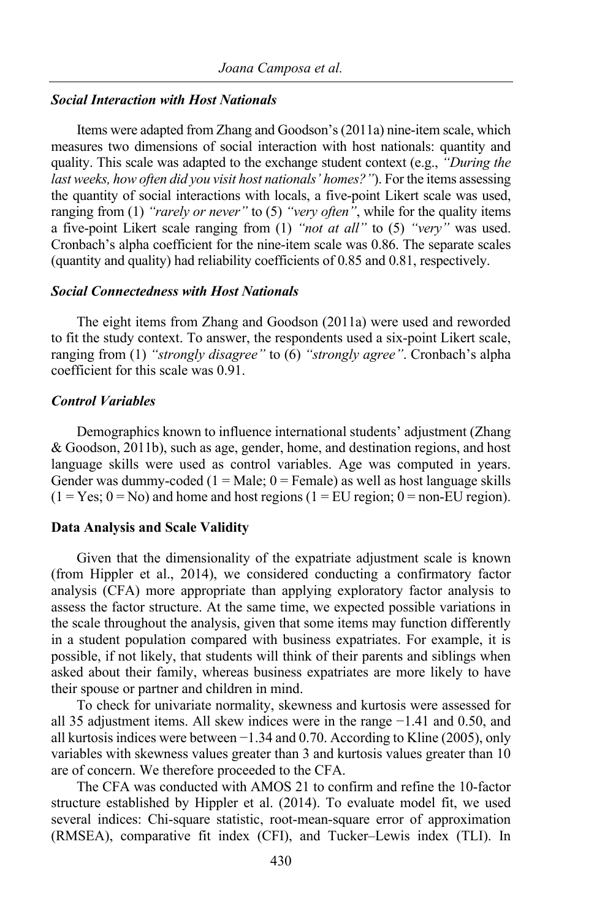### *Social Interaction with Host Nationals*

Items were adapted from Zhang and Goodson's (2011a) nine-item scale, which measures two dimensions of social interaction with host nationals: quantity and quality. This scale was adapted to the exchange student context (e.g., *"During the last weeks, how often did you visit host nationals' homes?"*). For the items assessing the quantity of social interactions with locals, a five-point Likert scale was used, ranging from (1) *"rarely or never"* to (5) *"very often"*, while for the quality items a five-point Likert scale ranging from (1) *"not at all"* to (5) *"very"* was used. Cronbach's alpha coefficient for the nine-item scale was 0.86. The separate scales (quantity and quality) had reliability coefficients of 0.85 and 0.81, respectively.

### *Social Connectedness with Host Nationals*

The eight items from Zhang and Goodson (2011a) were used and reworded to fit the study context. To answer, the respondents used a six-point Likert scale, ranging from (1) *"strongly disagree"* to (6) *"strongly agree"*. Cronbach's alpha coefficient for this scale was 0.91.

### *Control Variables*

Demographics known to influence international students' adjustment (Zhang & Goodson, 2011b), such as age, gender, home, and destination regions, and host language skills were used as control variables. Age was computed in years. Gender was dummy-coded (1 = Male; 0 = Female) as well as host language skills (1 = Yes; 0 = No) and home and host regions (1 = EU region; 0 = non-EU region).

## **Data Analysis and Scale Validity**

Given that the dimensionality of the expatriate adjustment scale is known (from Hippler et al., 2014), we considered conducting a confirmatory factor analysis (CFA) more appropriate than applying exploratory factor analysis to assess the factor structure. At the same time, we expected possible variations in the scale throughout the analysis, given that some items may function differently in a student population compared with business expatriates. For example, it is possible, if not likely, that students will think of their parents and siblings when asked about their family, whereas business expatriates are more likely to have their spouse or partner and children in mind.

To check for univariate normality, skewness and kurtosis were assessed for all 35 adjustment items. All skew indices were in the range −1.41 and 0.50, and all kurtosis indices were between −1.34 and 0.70. According to Kline (2005), only variables with skewness values greater than 3 and kurtosis values greater than 10 are of concern. We therefore proceeded to the CFA.

The CFA was conducted with AMOS 21 to confirm and refine the 10-factor structure established by Hippler et al. (2014). To evaluate model fit, we used several indices: Chi-square statistic, root-mean-square error of approximation (RMSEA), comparative fit index (CFI), and Tucker–Lewis index (TLI). In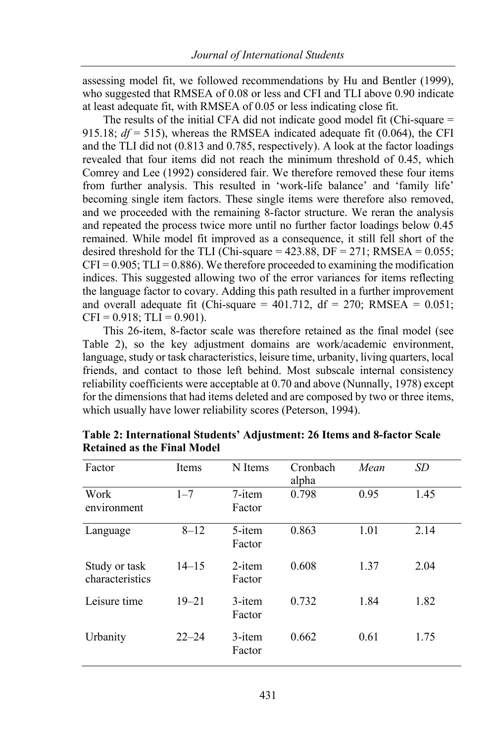assessing model fit, we followed recommendations by Hu and Bentler (1999), who suggested that RMSEA of 0.08 or less and CFI and TLI above 0.90 indicate at least adequate fit, with RMSEA of 0.05 or less indicating close fit.

The results of the initial CFA did not indicate good model fit (Chi-square = 915.18; *df* = 515), whereas the RMSEA indicated adequate fit (0.064), the CFI and the TLI did not (0.813 and 0.785, respectively). A look at the factor loadings revealed that four items did not reach the minimum threshold of 0.45, which Comrey and Lee (1992) considered fair. We therefore removed these four items from further analysis. This resulted in 'work-life balance' and 'family life' becoming single item factors. These single items were therefore also removed, and we proceeded with the remaining 8-factor structure. We reran the analysis and repeated the process twice more until no further factor loadings below 0.45 remained. While model fit improved as a consequence, it still fell short of the desired threshold for the TLI (Chi-square = 423.88, DF = 271; RMSEA = 0.055; CFI = 0.905; TLI = 0.886). We therefore proceeded to examining the modification indices. This suggested allowing two of the error variances for items reflecting the language factor to covary. Adding this path resulted in a further improvement and overall adequate fit (Chi-square = 401.712, df = 270; RMSEA = 0.051; CFI = 0.918; TLI = 0.901).

This 26-item, 8-factor scale was therefore retained as the final model (see Table 2), so the key adjustment domains are work/academic environment, language, study or task characteristics, leisure time, urbanity, living quarters, local friends, and contact to those left behind. Most subscale internal consistency reliability coefficients were acceptable at 0.70 and above (Nunnally, 1978) except for the dimensions that had items deleted and are composed by two or three items, which usually have lower reliability scores (Peterson, 1994).

**Table 2: International Students' Adjustment: 26 Items and 8-factor Scale Retained as the Final Model**

| Factor | Items | N Items | Cronbach alpha | *Mean* | *SD* |
|---|---|---|---|---|---|
| Work environment | 1–7 | 7-item Factor | 0.798 | 0.95 | 1.45 |
| Language | 8–12 | 5-item Factor | 0.863 | 1.01 | 2.14 |
| Study or task characteristics | 14–15 | 2-item Factor | 0.608 | 1.37 | 2.04 |
| Leisure time | 19–21 | 3-item Factor | 0.732 | 1.84 | 1.82 |
| Urbanity | 22–24 | 3-item Factor | 0.662 | 0.61 | 1.75 |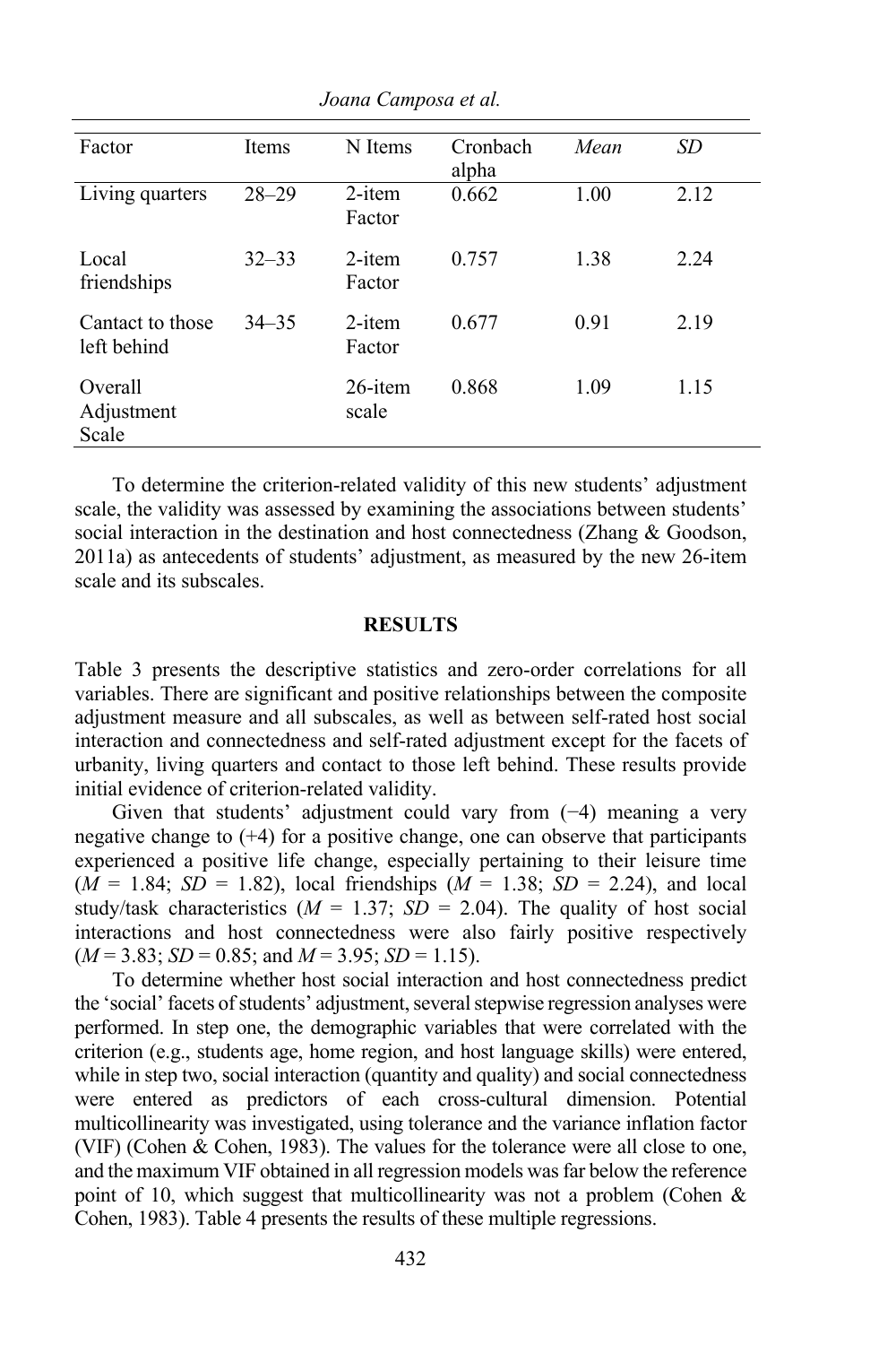| Factor | Items | N Items | Cronbach alpha | *Mean* | *SD* |
|---|---|---|---|---|---|
| Living quarters | 28–29 | 2-item Factor | 0.662 | 1.00 | 2.12 |
| Local friendships | 32–33 | 2-item Factor | 0.757 | 1.38 | 2.24 |
| Cantact to those left behind | 34–35 | 2-item Factor | 0.677 | 0.91 | 2.19 |
| Overall Adjustment Scale | | 26-item scale | 0.868 | 1.09 | 1.15 |

To determine the criterion-related validity of this new students' adjustment scale, the validity was assessed by examining the associations between students' social interaction in the destination and host connectedness (Zhang & Goodson, 2011a) as antecedents of students' adjustment, as measured by the new 26-item scale and its subscales.

## RESULTS

Table 3 presents the descriptive statistics and zero-order correlations for all variables. There are significant and positive relationships between the composite adjustment measure and all subscales, as well as between self-rated host social interaction and connectedness and self-rated adjustment except for the facets of urbanity, living quarters and contact to those left behind. These results provide initial evidence of criterion-related validity.

Given that students' adjustment could vary from (−4) meaning a very negative change to (+4) for a positive change, one can observe that participants experienced a positive life change, especially pertaining to their leisure time ($M$ = 1.84; $SD$ = 1.82), local friendships ($M$ = 1.38; $SD$ = 2.24), and local study/task characteristics ($M$ = 1.37; $SD$ = 2.04). The quality of host social interactions and host connectedness were also fairly positive respectively ($M$ = 3.83; $SD$ = 0.85; and $M$ = 3.95; $SD$ = 1.15).

To determine whether host social interaction and host connectedness predict the 'social' facets of students' adjustment, several stepwise regression analyses were performed. In step one, the demographic variables that were correlated with the criterion (e.g., students age, home region, and host language skills) were entered, while in step two, social interaction (quantity and quality) and social connectedness were entered as predictors of each cross-cultural dimension. Potential multicollinearity was investigated, using tolerance and the variance inflation factor (VIF) (Cohen & Cohen, 1983). The values for the tolerance were all close to one, and the maximum VIF obtained in all regression models was far below the reference point of 10, which suggest that multicollinearity was not a problem (Cohen & Cohen, 1983). Table 4 presents the results of these multiple regressions.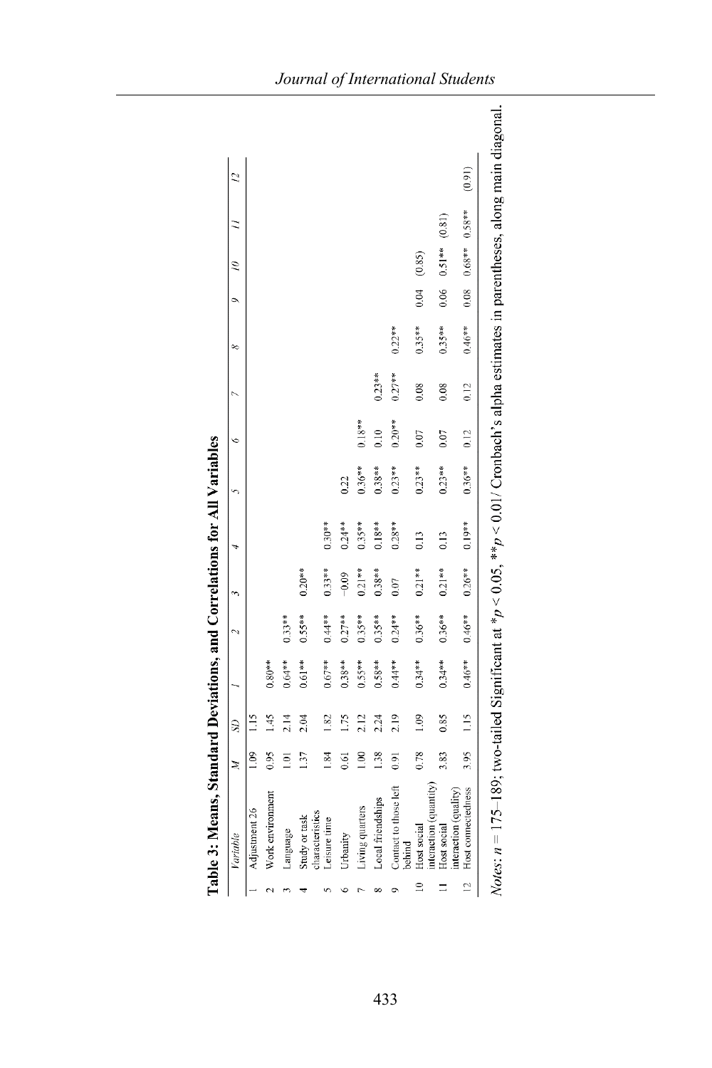**Table 3: Means, Standard Deviations, and Correlations for All Variables**

| | *Variable* | *M* | *SD* | *1* | *2* | *3* | *4* | *5* | *6* | *7* | *8* | *9* | *10* | *11* | *12* |
|---|---|---|---|---|---|---|---|---|---|---|---|---|---|---|---|
| 1 | Adjustment 26 | 1.09 | 1.15 | | | | | | | | | | | | |
| 2 | Work environment | 0.95 | 1.45 | 0.80** | | | | | | | | | | | |
| 3 | Language | 1.01 | 2.14 | 0.64** | 0.33** | | | | | | | | | | |
| 4 | Study or task characteristics | 1.37 | 2.04 | 0.61** | 0.55** | 0.20** | | | | | | | | | |
| 5 | Leisure time | 1.84 | 1.82 | 0.67** | 0.44** | 0.33** | 0.30** | | | | | | | | |
| 6 | Urbanity | 0.61 | 1.75 | 0.38** | 0.27** | −0.09 | 0.24** | 0.22 | | | | | | | |
| 7 | Living quarters | 1.00 | 2.12 | 0.55** | 0.35** | 0.21** | 0.35** | 0.36** | 0.18** | | | | | | |
| 8 | Local friendships | 1.38 | 2.24 | 0.58** | 0.35** | 0.38** | 0.18** | 0.38** | 0.10 | 0.23** | | | | | |
| 9 | Contact to those left behind | 0.91 | 2.19 | 0.44** | 0.24** | 0.07 | 0.28** | 0.23** | 0.20** | 0.27** | 0.22** | | | | |
| 10 | Host social interaction (quantity) | 0.78 | 1.09 | 0.34** | 0.36** | 0.21** | 0.13 | 0.23** | 0.07 | 0.08 | 0.35** | 0.04 | (0.85) | | |
| 11 | Host social interaction (quality) | 3.83 | 0.85 | 0.34** | 0.36** | 0.21** | 0.13 | 0.23** | 0.07 | 0.08 | 0.35** | 0.06 | 0.51** | (0.81) | |
| 12 | Host connectedness | 3.95 | 1.15 | 0.46** | 0.46** | 0.26** | 0.19** | 0.36** | 0.12 | 0.12 | 0.46** | 0.08 | 0.68** | 0.58** | (0.91) |

*Notes*: $n = 175$–$189$; two-tailed Significant at $*p < 0.05$, $**p < 0.01$/ Cronbach's alpha estimates in parentheses, along main diagonal.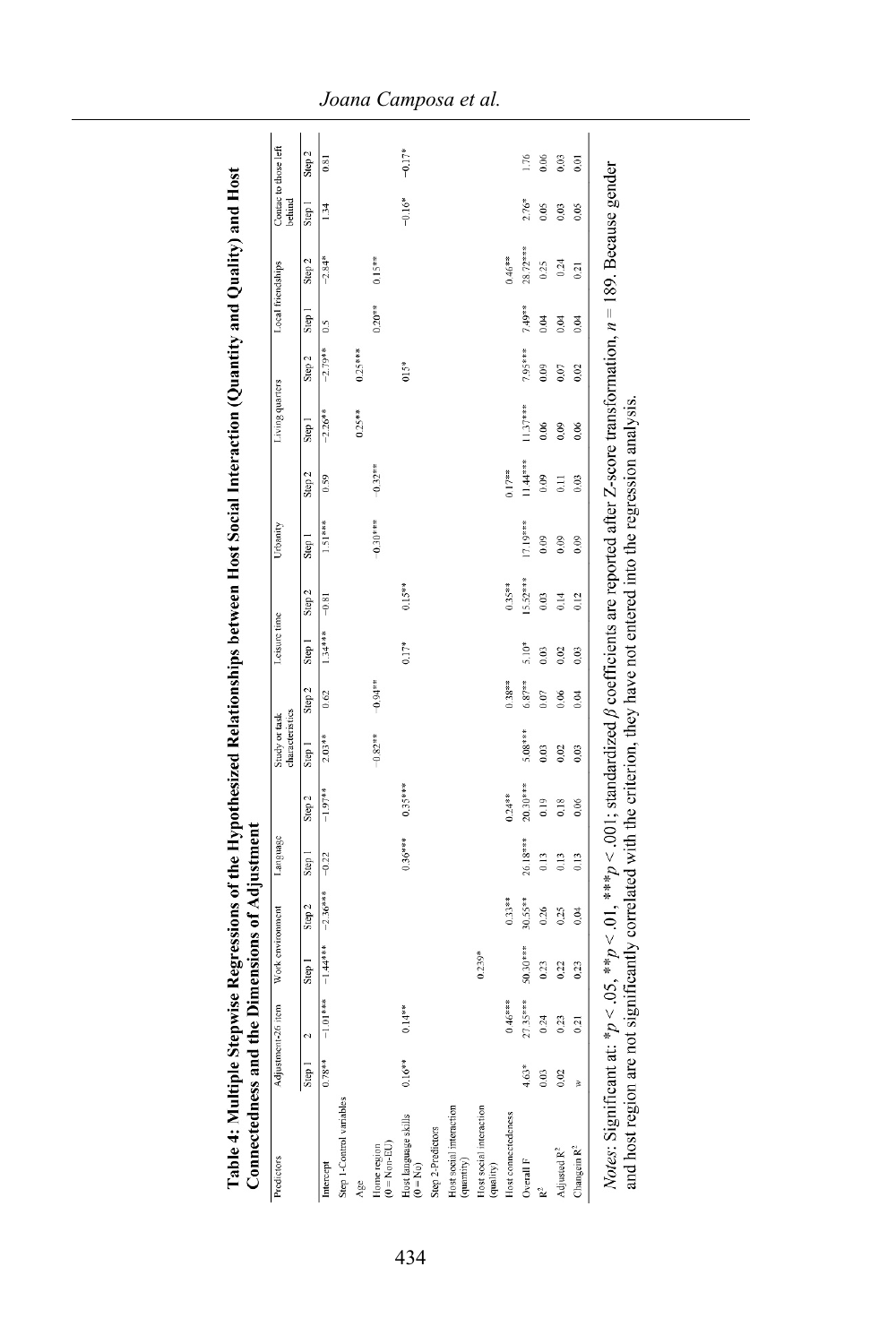**Table 4: Multiple Stepwise Regressions of the Hypothesized Relationships between Host Social Interaction (Quantity and Quality) and Host Connectedness and the Dimensions of Adjustment**

| Predictors | Adjustment-26 item | | Work environment | | Language | | Study or task characteristics | | Leisure time | | Urbanity | | Living quarters | | Local friendships | | Contact to those left behind | |
|---|---|---|---|---|---|---|---|---|---|---|---|---|---|---|---|---|---|---|
| | Step 1 | 2 | Step 1 | Step 2 | Step 1 | Step 2 | Step 1 | Step 2 | Step 1 | Step 2 | Step 1 | Step 2 | Step 1 | Step 2 | Step 1 | Step 2 | Step 1 | Step 2 |
| Intercept | 0.78** | −1.01*** | −1.44*** | −2.36*** | −0.22 | −1.97** | 2.03** | 0.62 | 1.34*** | −0.81 | 1.51*** | 0.59 | −2.26** | −2.79** | 0.5 | −2.84* | 1.34 | 0.81 |
| Step 1-Control variables | | | | | | | | | | | | | | | | | | |
| Age | | | | | | | | | | | | | 0.25** | 0.25*** | | | | |
| Home region (0 = Non-EU) | | | | | | | −0.82** | −0.94** | | | −0.30*** | −0.32** | | | 0.20** | 0.15** | | |
| Host language skills (0 = No) | 0.16** | 0.14** | | | 0.36*** | 0.35*** | | | 0.17* | 0.15** | | | | 015* | | | −0.16* | −0.17* |
| Step 2-Predictors | | | | | | | | | | | | | | | | | | |
| Host social interaction (quantity) | | | | | | | | | | | | | | | | | | |
| Host social interaction (quality) | | | 0.239* | | | | | | | | | | | | | | | |
| Host connectedness | | 0.46*** | | 0.33** | | 0.24** | | 0.38** | | 0.35** | | 0.17** | | | | 0.46** | | |
| Overall F | 4.63* | 27.35*** | 50.30*** | 30.55** | 26.18*** | 20.30*** | 5.08*** | 6.87** | 5.10* | 15.52*** | 17.19*** | 11.44*** | 11.37*** | 7.95*** | 7.49** | 28.72*** | 2.76* | 1.76 |
| $R^2$ | 0.03 | 0.24 | 0.23 | 0.26 | 0.13 | 0.19 | 0.03 | 0.07 | 0.03 | 0.03 | 0.09 | 0.09 | 0.06 | 0.09 | 0.04 | 0.25 | 0.05 | 0.06 |
| Adjusted $R^2$ | 0.02 | 0.23 | 0.22 | 0.25 | 0.13 | 0.18 | 0.02 | 0.06 | 0.02 | 0.14 | 0.09 | 0.11 | 0.09 | 0.07 | 0.04 | 0.24 | 0.03 | 0.03 |
| Changein $R^2$ | w | 0.21 | 0.23 | 0.04 | 0.13 | 0.06 | 0.03 | 0.04 | 0.03 | 0.12 | 0.09 | 0.03 | 0.06 | 0.02 | 0.04 | 0.21 | 0.05 | 0.01 |

*Notes*: Significant at: *$p < .05$, **$p < .01$, ***$p < .001$; standardized $\beta$ coefficients are reported after Z-score transformation, $n = 189$. Because gender and host region are not significantly correlated with the criterion, they have not entered into the regression analysis.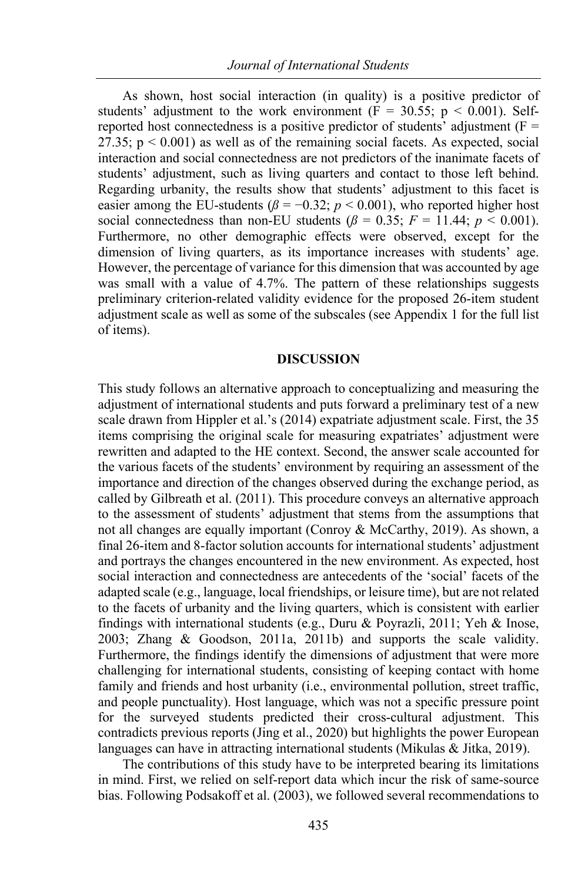As shown, host social interaction (in quality) is a positive predictor of students' adjustment to the work environment ($F = 30.55$; $p < 0.001$). Self-reported host connectedness is a positive predictor of students' adjustment ($F = 27.35$; $p < 0.001$) as well as of the remaining social facets. As expected, social interaction and social connectedness are not predictors of the inanimate facets of students' adjustment, such as living quarters and contact to those left behind. Regarding urbanity, the results show that students' adjustment to this facet is easier among the EU-students ($\beta = -0.32$; $p < 0.001$), who reported higher host social connectedness than non-EU students ($\beta = 0.35$; $F = 11.44$; $p < 0.001$). Furthermore, no other demographic effects were observed, except for the dimension of living quarters, as its importance increases with students' age. However, the percentage of variance for this dimension that was accounted by age was small with a value of 4.7%. The pattern of these relationships suggests preliminary criterion-related validity evidence for the proposed 26-item student adjustment scale as well as some of the subscales (see Appendix 1 for the full list of items).

## DISCUSSION

This study follows an alternative approach to conceptualizing and measuring the adjustment of international students and puts forward a preliminary test of a new scale drawn from Hippler et al.'s (2014) expatriate adjustment scale. First, the 35 items comprising the original scale for measuring expatriates' adjustment were rewritten and adapted to the HE context. Second, the answer scale accounted for the various facets of the students' environment by requiring an assessment of the importance and direction of the changes observed during the exchange period, as called by Gilbreath et al. (2011). This procedure conveys an alternative approach to the assessment of students' adjustment that stems from the assumptions that not all changes are equally important (Conroy & McCarthy, 2019). As shown, a final 26-item and 8-factor solution accounts for international students' adjustment and portrays the changes encountered in the new environment. As expected, host social interaction and connectedness are antecedents of the 'social' facets of the adapted scale (e.g., language, local friendships, or leisure time), but are not related to the facets of urbanity and the living quarters, which is consistent with earlier findings with international students (e.g., Duru & Poyrazli, 2011; Yeh & Inose, 2003; Zhang & Goodson, 2011a, 2011b) and supports the scale validity. Furthermore, the findings identify the dimensions of adjustment that were more challenging for international students, consisting of keeping contact with home family and friends and host urbanity (i.e., environmental pollution, street traffic, and people punctuality). Host language, which was not a specific pressure point for the surveyed students predicted their cross-cultural adjustment. This contradicts previous reports (Jing et al., 2020) but highlights the power European languages can have in attracting international students (Mikulas & Jitka, 2019).

The contributions of this study have to be interpreted bearing its limitations in mind. First, we relied on self-report data which incur the risk of same-source bias. Following Podsakoff et al. (2003), we followed several recommendations to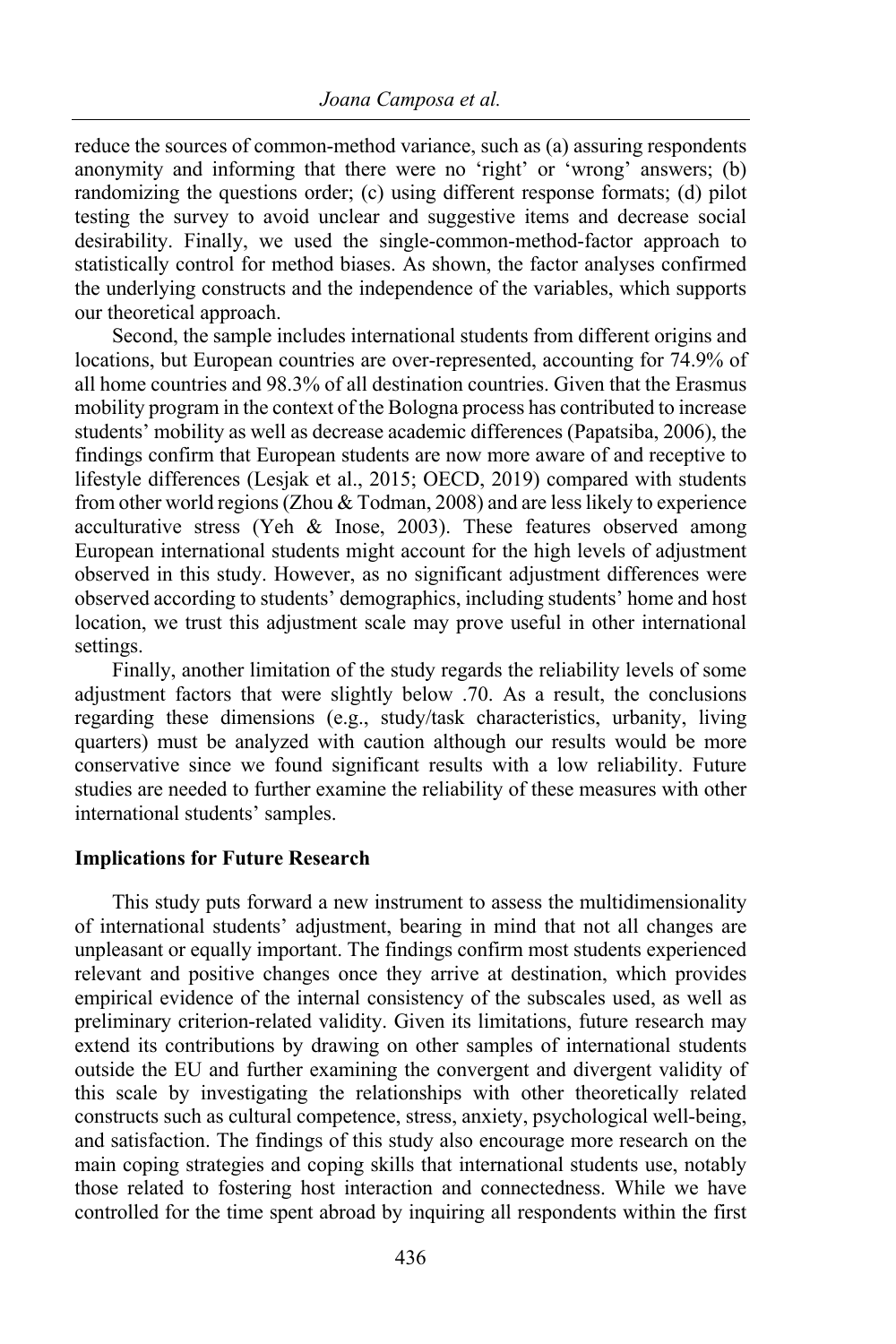reduce the sources of common-method variance, such as (a) assuring respondents anonymity and informing that there were no 'right' or 'wrong' answers; (b) randomizing the questions order; (c) using different response formats; (d) pilot testing the survey to avoid unclear and suggestive items and decrease social desirability. Finally, we used the single-common-method-factor approach to statistically control for method biases. As shown, the factor analyses confirmed the underlying constructs and the independence of the variables, which supports our theoretical approach.

Second, the sample includes international students from different origins and locations, but European countries are over-represented, accounting for 74.9% of all home countries and 98.3% of all destination countries. Given that the Erasmus mobility program in the context of the Bologna process has contributed to increase students' mobility as well as decrease academic differences (Papatsiba, 2006), the findings confirm that European students are now more aware of and receptive to lifestyle differences (Lesjak et al., 2015; OECD, 2019) compared with students from other world regions (Zhou & Todman, 2008) and are less likely to experience acculturative stress (Yeh & Inose, 2003). These features observed among European international students might account for the high levels of adjustment observed in this study. However, as no significant adjustment differences were observed according to students' demographics, including students' home and host location, we trust this adjustment scale may prove useful in other international settings.

Finally, another limitation of the study regards the reliability levels of some adjustment factors that were slightly below .70. As a result, the conclusions regarding these dimensions (e.g., study/task characteristics, urbanity, living quarters) must be analyzed with caution although our results would be more conservative since we found significant results with a low reliability. Future studies are needed to further examine the reliability of these measures with other international students' samples.

**Implications for Future Research**

This study puts forward a new instrument to assess the multidimensionality of international students' adjustment, bearing in mind that not all changes are unpleasant or equally important. The findings confirm most students experienced relevant and positive changes once they arrive at destination, which provides empirical evidence of the internal consistency of the subscales used, as well as preliminary criterion-related validity. Given its limitations, future research may extend its contributions by drawing on other samples of international students outside the EU and further examining the convergent and divergent validity of this scale by investigating the relationships with other theoretically related constructs such as cultural competence, stress, anxiety, psychological well-being, and satisfaction. The findings of this study also encourage more research on the main coping strategies and coping skills that international students use, notably those related to fostering host interaction and connectedness. While we have controlled for the time spent abroad by inquiring all respondents within the first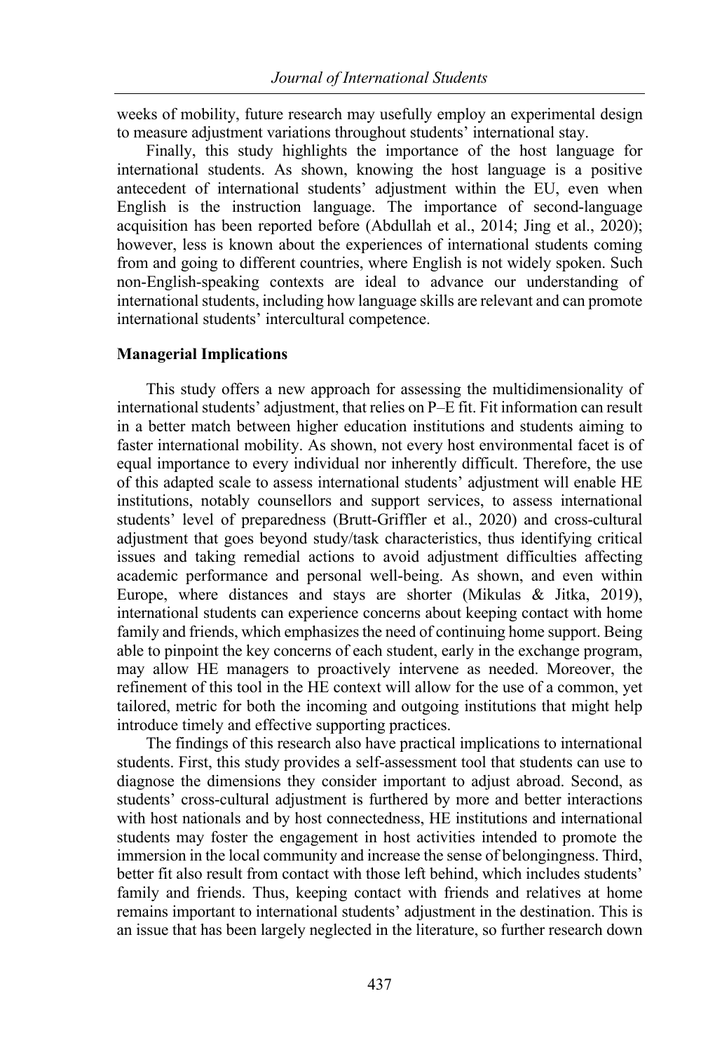weeks of mobility, future research may usefully employ an experimental design to measure adjustment variations throughout students' international stay.

Finally, this study highlights the importance of the host language for international students. As shown, knowing the host language is a positive antecedent of international students' adjustment within the EU, even when English is the instruction language. The importance of second-language acquisition has been reported before (Abdullah et al., 2014; Jing et al., 2020); however, less is known about the experiences of international students coming from and going to different countries, where English is not widely spoken. Such non-English-speaking contexts are ideal to advance our understanding of international students, including how language skills are relevant and can promote international students' intercultural competence.

### Managerial Implications

This study offers a new approach for assessing the multidimensionality of international students' adjustment, that relies on P–E fit. Fit information can result in a better match between higher education institutions and students aiming to faster international mobility. As shown, not every host environmental facet is of equal importance to every individual nor inherently difficult. Therefore, the use of this adapted scale to assess international students' adjustment will enable HE institutions, notably counsellors and support services, to assess international students' level of preparedness (Brutt-Griffler et al., 2020) and cross-cultural adjustment that goes beyond study/task characteristics, thus identifying critical issues and taking remedial actions to avoid adjustment difficulties affecting academic performance and personal well-being. As shown, and even within Europe, where distances and stays are shorter (Mikulas & Jitka, 2019), international students can experience concerns about keeping contact with home family and friends, which emphasizes the need of continuing home support. Being able to pinpoint the key concerns of each student, early in the exchange program, may allow HE managers to proactively intervene as needed. Moreover, the refinement of this tool in the HE context will allow for the use of a common, yet tailored, metric for both the incoming and outgoing institutions that might help introduce timely and effective supporting practices.

The findings of this research also have practical implications to international students. First, this study provides a self-assessment tool that students can use to diagnose the dimensions they consider important to adjust abroad. Second, as students' cross-cultural adjustment is furthered by more and better interactions with host nationals and by host connectedness, HE institutions and international students may foster the engagement in host activities intended to promote the immersion in the local community and increase the sense of belongingness. Third, better fit also result from contact with those left behind, which includes students' family and friends. Thus, keeping contact with friends and relatives at home remains important to international students' adjustment in the destination. This is an issue that has been largely neglected in the literature, so further research down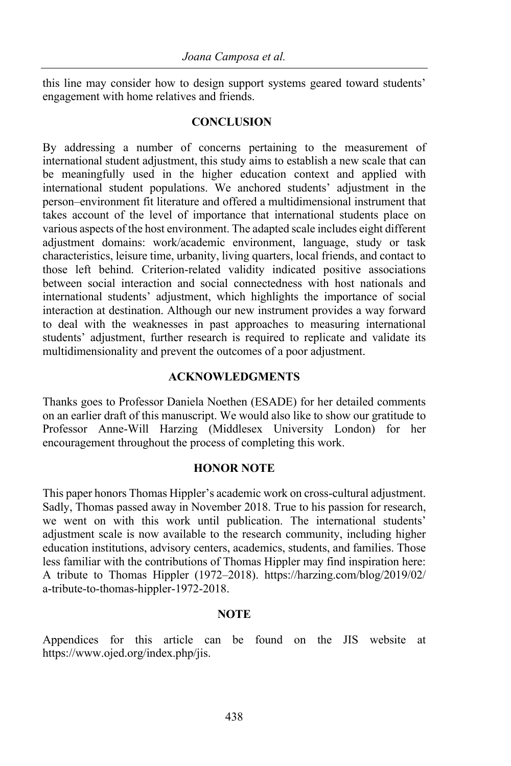this line may consider how to design support systems geared toward students' engagement with home relatives and friends.

## CONCLUSION

By addressing a number of concerns pertaining to the measurement of international student adjustment, this study aims to establish a new scale that can be meaningfully used in the higher education context and applied with international student populations. We anchored students' adjustment in the person–environment fit literature and offered a multidimensional instrument that takes account of the level of importance that international students place on various aspects of the host environment. The adapted scale includes eight different adjustment domains: work/academic environment, language, study or task characteristics, leisure time, urbanity, living quarters, local friends, and contact to those left behind. Criterion-related validity indicated positive associations between social interaction and social connectedness with host nationals and international students' adjustment, which highlights the importance of social interaction at destination. Although our new instrument provides a way forward to deal with the weaknesses in past approaches to measuring international students' adjustment, further research is required to replicate and validate its multidimensionality and prevent the outcomes of a poor adjustment.

## ACKNOWLEDGMENTS

Thanks goes to Professor Daniela Noethen (ESADE) for her detailed comments on an earlier draft of this manuscript. We would also like to show our gratitude to Professor Anne-Will Harzing (Middlesex University London) for her encouragement throughout the process of completing this work.

## HONOR NOTE

This paper honors Thomas Hippler's academic work on cross-cultural adjustment. Sadly, Thomas passed away in November 2018. True to his passion for research, we went on with this work until publication. The international students' adjustment scale is now available to the research community, including higher education institutions, advisory centers, academics, students, and families. Those less familiar with the contributions of Thomas Hippler may find inspiration here: A tribute to Thomas Hippler (1972–2018). https://harzing.com/blog/2019/02/a-tribute-to-thomas-hippler-1972-2018.

## NOTE

Appendices for this article can be found on the JIS website at https://www.ojed.org/index.php/jis.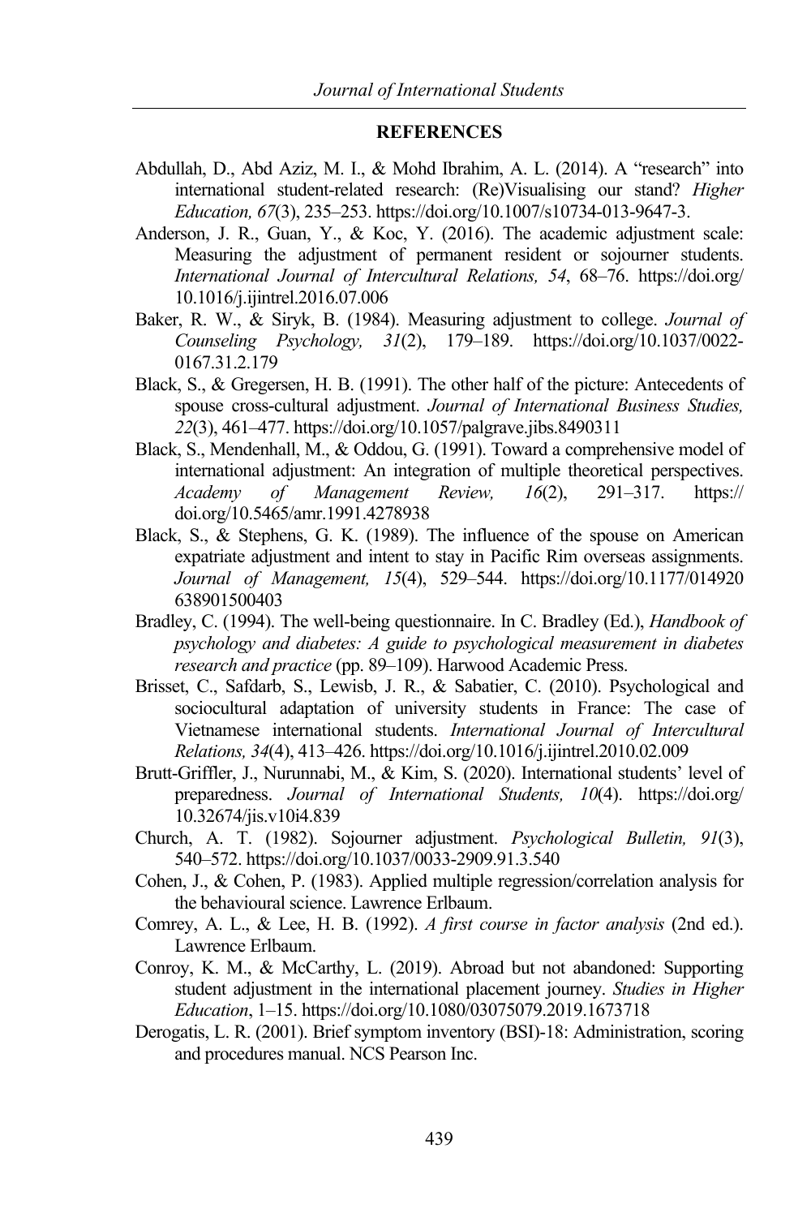## REFERENCES

Abdullah, D., Abd Aziz, M. I., & Mohd Ibrahim, A. L. (2014). A "research" into international student-related research: (Re)Visualising our stand? *Higher Education, 67*(3), 235–253. https://doi.org/10.1007/s10734-013-9647-3.

Anderson, J. R., Guan, Y., & Koc, Y. (2016). The academic adjustment scale: Measuring the adjustment of permanent resident or sojourner students. *International Journal of Intercultural Relations, 54*, 68–76. https://doi.org/10.1016/j.ijintrel.2016.07.006

Baker, R. W., & Siryk, B. (1984). Measuring adjustment to college. *Journal of Counseling Psychology, 31*(2), 179–189. https://doi.org/10.1037/0022-0167.31.2.179

Black, S., & Gregersen, H. B. (1991). The other half of the picture: Antecedents of spouse cross-cultural adjustment. *Journal of International Business Studies, 22*(3), 461–477. https://doi.org/10.1057/palgrave.jibs.8490311

Black, S., Mendenhall, M., & Oddou, G. (1991). Toward a comprehensive model of international adjustment: An integration of multiple theoretical perspectives. *Academy of Management Review, 16*(2), 291–317. https://doi.org/10.5465/amr.1991.4278938

Black, S., & Stephens, G. K. (1989). The influence of the spouse on American expatriate adjustment and intent to stay in Pacific Rim overseas assignments. *Journal of Management, 15*(4), 529–544. https://doi.org/10.1177/014920638901500403

Bradley, C. (1994). The well-being questionnaire. In C. Bradley (Ed.), *Handbook of psychology and diabetes: A guide to psychological measurement in diabetes research and practice* (pp. 89–109). Harwood Academic Press.

Brisset, C., Safdarb, S., Lewisb, J. R., & Sabatier, C. (2010). Psychological and sociocultural adaptation of university students in France: The case of Vietnamese international students. *International Journal of Intercultural Relations, 34*(4), 413–426. https://doi.org/10.1016/j.ijintrel.2010.02.009

Brutt-Griffler, J., Nurunnabi, M., & Kim, S. (2020). International students' level of preparedness. *Journal of International Students, 10*(4). https://doi.org/10.32674/jis.v10i4.839

Church, A. T. (1982). Sojourner adjustment. *Psychological Bulletin, 91*(3), 540–572. https://doi.org/10.1037/0033-2909.91.3.540

Cohen, J., & Cohen, P. (1983). Applied multiple regression/correlation analysis for the behavioural science. Lawrence Erlbaum.

Comrey, A. L., & Lee, H. B. (1992). *A first course in factor analysis* (2nd ed.). Lawrence Erlbaum.

Conroy, K. M., & McCarthy, L. (2019). Abroad but not abandoned: Supporting student adjustment in the international placement journey. *Studies in Higher Education*, 1–15. https://doi.org/10.1080/03075079.2019.1673718

Derogatis, L. R. (2001). Brief symptom inventory (BSI)-18: Administration, scoring and procedures manual. NCS Pearson Inc.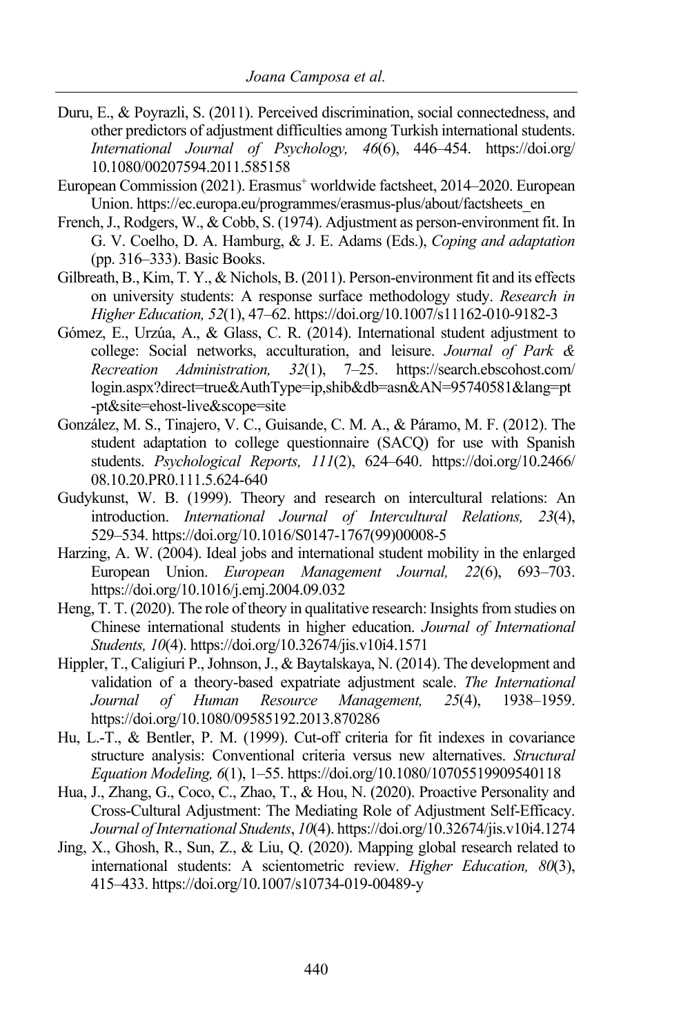Duru, E., & Poyrazli, S. (2011). Perceived discrimination, social connectedness, and other predictors of adjustment difficulties among Turkish international students. *International Journal of Psychology, 46*(6), 446–454. https://doi.org/10.1080/00207594.2011.585158

European Commission (2021). Erasmus+ worldwide factsheet, 2014–2020. European Union. https://ec.europa.eu/programmes/erasmus-plus/about/factsheets_en

French, J., Rodgers, W., & Cobb, S. (1974). Adjustment as person-environment fit. In G. V. Coelho, D. A. Hamburg, & J. E. Adams (Eds.), *Coping and adaptation* (pp. 316–333). Basic Books.

Gilbreath, B., Kim, T. Y., & Nichols, B. (2011). Person-environment fit and its effects on university students: A response surface methodology study. *Research in Higher Education, 52*(1), 47–62. https://doi.org/10.1007/s11162-010-9182-3

Gómez, E., Urzúa, A., & Glass, C. R. (2014). International student adjustment to college: Social networks, acculturation, and leisure. *Journal of Park & Recreation Administration, 32*(1), 7–25. https://search.ebscohost.com/login.aspx?direct=true&AuthType=ip,shib&db=asn&AN=95740581&lang=pt-pt&site=ehost-live&scope=site

González, M. S., Tinajero, V. C., Guisande, C. M. A., & Páramo, M. F. (2012). The student adaptation to college questionnaire (SACQ) for use with Spanish students. *Psychological Reports, 111*(2), 624–640. https://doi.org/10.2466/08.10.20.PR0.111.5.624-640

Gudykunst, W. B. (1999). Theory and research on intercultural relations: An introduction. *International Journal of Intercultural Relations, 23*(4), 529–534. https://doi.org/10.1016/S0147-1767(99)00008-5

Harzing, A. W. (2004). Ideal jobs and international student mobility in the enlarged European Union. *European Management Journal, 22*(6), 693–703. https://doi.org/10.1016/j.emj.2004.09.032

Heng, T. T. (2020). The role of theory in qualitative research: Insights from studies on Chinese international students in higher education. *Journal of International Students, 10*(4). https://doi.org/10.32674/jis.v10i4.1571

Hippler, T., Caligiuri P., Johnson, J., & Baytalskaya, N. (2014). The development and validation of a theory-based expatriate adjustment scale. *The International Journal of Human Resource Management, 25*(4), 1938–1959. https://doi.org/10.1080/09585192.2013.870286

Hu, L.-T., & Bentler, P. M. (1999). Cut-off criteria for fit indexes in covariance structure analysis: Conventional criteria versus new alternatives. *Structural Equation Modeling, 6*(1), 1–55. https://doi.org/10.1080/10705519909540118

Hua, J., Zhang, G., Coco, C., Zhao, T., & Hou, N. (2020). Proactive Personality and Cross-Cultural Adjustment: The Mediating Role of Adjustment Self-Efficacy. *Journal of International Students*, *10*(4). https://doi.org/10.32674/jis.v10i4.1274

Jing, X., Ghosh, R., Sun, Z., & Liu, Q. (2020). Mapping global research related to international students: A scientometric review. *Higher Education, 80*(3), 415–433. https://doi.org/10.1007/s10734-019-00489-y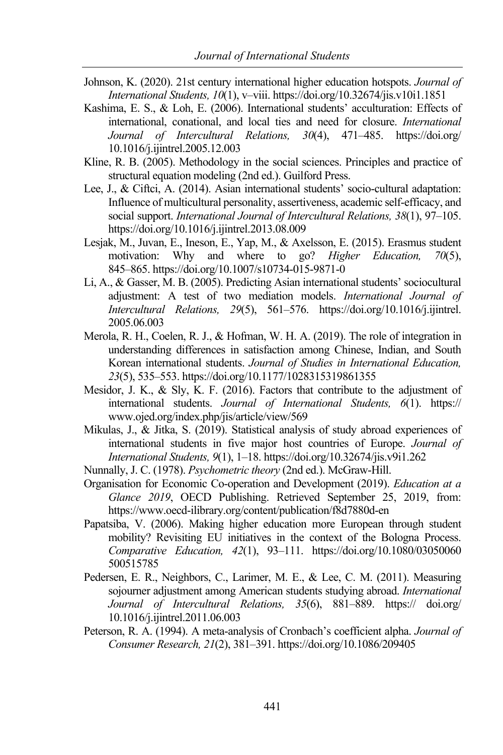Johnson, K. (2020). 21st century international higher education hotspots. *Journal of International Students, 10*(1), v–viii. https://doi.org/10.32674/jis.v10i1.1851

Kashima, E. S., & Loh, E. (2006). International students' acculturation: Effects of international, conational, and local ties and need for closure. *International Journal of Intercultural Relations, 30*(4), 471–485. https://doi.org/10.1016/j.ijintrel.2005.12.003

Kline, R. B. (2005). Methodology in the social sciences. Principles and practice of structural equation modeling (2nd ed.). Guilford Press.

Lee, J., & Ciftci, A. (2014). Asian international students' socio-cultural adaptation: Influence of multicultural personality, assertiveness, academic self-efficacy, and social support. *International Journal of Intercultural Relations, 38*(1), 97–105. https://doi.org/10.1016/j.ijintrel.2013.08.009

Lesjak, M., Juvan, E., Ineson, E., Yap, M., & Axelsson, E. (2015). Erasmus student motivation: Why and where to go? *Higher Education, 70*(5), 845–865. https://doi.org/10.1007/s10734-015-9871-0

Li, A., & Gasser, M. B. (2005). Predicting Asian international students' sociocultural adjustment: A test of two mediation models. *International Journal of Intercultural Relations, 29*(5), 561–576. https://doi.org/10.1016/j.ijintrel.2005.06.003

Merola, R. H., Coelen, R. J., & Hofman, W. H. A. (2019). The role of integration in understanding differences in satisfaction among Chinese, Indian, and South Korean international students. *Journal of Studies in International Education, 23*(5), 535–553. https://doi.org/10.1177/1028315319861355

Mesidor, J. K., & Sly, K. F. (2016). Factors that contribute to the adjustment of international students. *Journal of International Students, 6*(1). https://www.ojed.org/index.php/jis/article/view/569

Mikulas, J., & Jitka, S. (2019). Statistical analysis of study abroad experiences of international students in five major host countries of Europe. *Journal of International Students, 9*(1), 1–18. https://doi.org/10.32674/jis.v9i1.262

Nunnally, J. C. (1978). *Psychometric theory* (2nd ed.). McGraw-Hill.

Organisation for Economic Co-operation and Development (2019). *Education at a Glance 2019*, OECD Publishing. Retrieved September 25, 2019, from: https://www.oecd-ilibrary.org/content/publication/f8d7880d-en

Papatsiba, V. (2006). Making higher education more European through student mobility? Revisiting EU initiatives in the context of the Bologna Process. *Comparative Education, 42*(1), 93–111. https://doi.org/10.1080/03050060500515785

Pedersen, E. R., Neighbors, C., Larimer, M. E., & Lee, C. M. (2011). Measuring sojourner adjustment among American students studying abroad. *International Journal of Intercultural Relations, 35*(6), 881–889. https:// doi.org/10.1016/j.ijintrel.2011.06.003

Peterson, R. A. (1994). A meta-analysis of Cronbach's coefficient alpha. *Journal of Consumer Research, 21*(2), 381–391. https://doi.org/10.1086/209405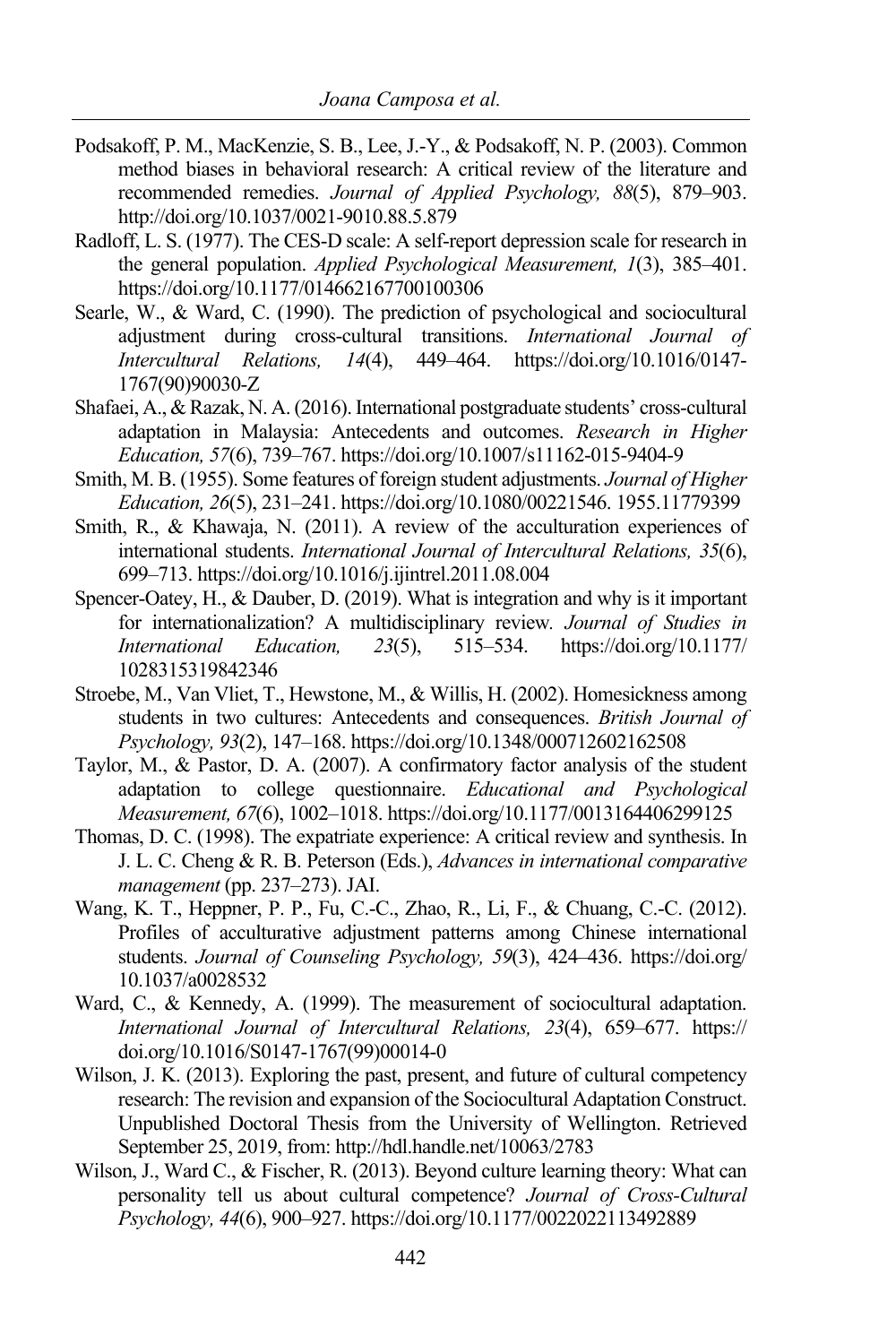Podsakoff, P. M., MacKenzie, S. B., Lee, J.-Y., & Podsakoff, N. P. (2003). Common method biases in behavioral research: A critical review of the literature and recommended remedies. *Journal of Applied Psychology, 88*(5), 879–903. http://doi.org/10.1037/0021-9010.88.5.879

Radloff, L. S. (1977). The CES-D scale: A self-report depression scale for research in the general population. *Applied Psychological Measurement, 1*(3), 385–401. https://doi.org/10.1177/014662167700100306

Searle, W., & Ward, C. (1990). The prediction of psychological and sociocultural adjustment during cross-cultural transitions. *International Journal of Intercultural Relations, 14*(4), 449–464. https://doi.org/10.1016/0147-1767(90)90030-Z

Shafaei, A., & Razak, N. A. (2016). International postgraduate students' cross-cultural adaptation in Malaysia: Antecedents and outcomes. *Research in Higher Education, 57*(6), 739–767. https://doi.org/10.1007/s11162-015-9404-9

Smith, M. B. (1955). Some features of foreign student adjustments. *Journal of Higher Education, 26*(5), 231–241. https://doi.org/10.1080/00221546. 1955.11779399

Smith, R., & Khawaja, N. (2011). A review of the acculturation experiences of international students. *International Journal of Intercultural Relations, 35*(6), 699–713. https://doi.org/10.1016/j.ijintrel.2011.08.004

Spencer-Oatey, H., & Dauber, D. (2019). What is integration and why is it important for internationalization? A multidisciplinary review. *Journal of Studies in International Education, 23*(5), 515–534. https://doi.org/10.1177/ 1028315319842346

Stroebe, M., Van Vliet, T., Hewstone, M., & Willis, H. (2002). Homesickness among students in two cultures: Antecedents and consequences. *British Journal of Psychology, 93*(2), 147–168. https://doi.org/10.1348/000712602162508

Taylor, M., & Pastor, D. A. (2007). A confirmatory factor analysis of the student adaptation to college questionnaire. *Educational and Psychological Measurement, 67*(6), 1002–1018. https://doi.org/10.1177/0013164406299125

Thomas, D. C. (1998). The expatriate experience: A critical review and synthesis. In J. L. C. Cheng & R. B. Peterson (Eds.), *Advances in international comparative management* (pp. 237–273). JAI.

Wang, K. T., Heppner, P. P., Fu, C.-C., Zhao, R., Li, F., & Chuang, C.-C. (2012). Profiles of acculturative adjustment patterns among Chinese international students. *Journal of Counseling Psychology, 59*(3), 424–436. https://doi.org/ 10.1037/a0028532

Ward, C., & Kennedy, A. (1999). The measurement of sociocultural adaptation. *International Journal of Intercultural Relations, 23*(4), 659–677. https:// doi.org/10.1016/S0147-1767(99)00014-0

Wilson, J. K. (2013). Exploring the past, present, and future of cultural competency research: The revision and expansion of the Sociocultural Adaptation Construct. Unpublished Doctoral Thesis from the University of Wellington. Retrieved September 25, 2019, from: http://hdl.handle.net/10063/2783

Wilson, J., Ward C., & Fischer, R. (2013). Beyond culture learning theory: What can personality tell us about cultural competence? *Journal of Cross-Cultural Psychology, 44*(6), 900–927. https://doi.org/10.1177/0022022113492889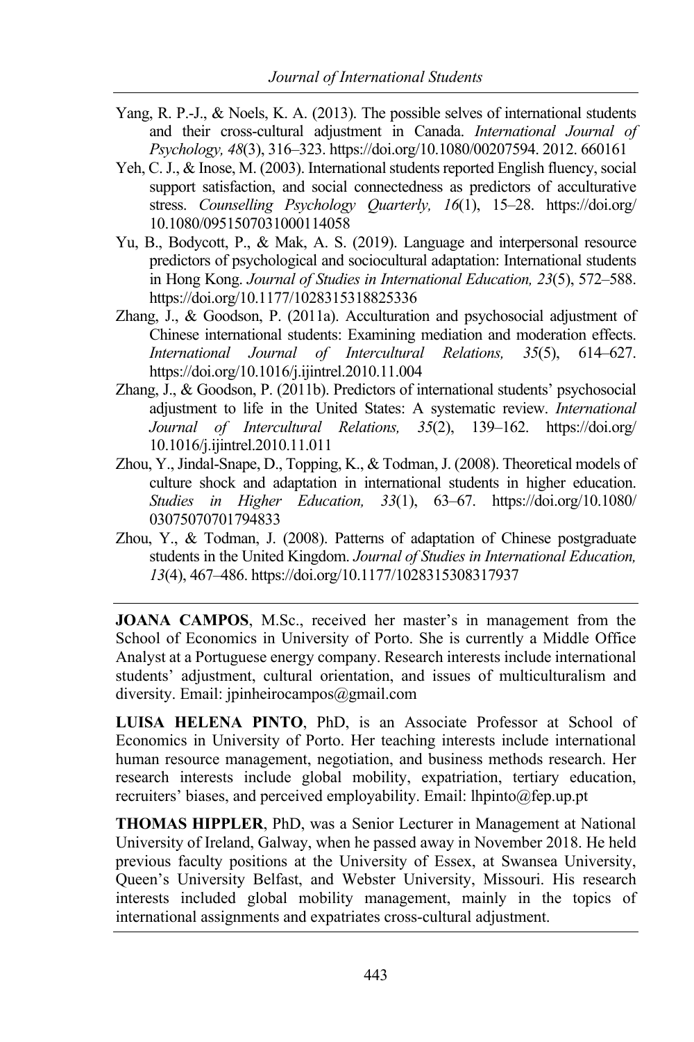Yang, R. P.-J., & Noels, K. A. (2013). The possible selves of international students and their cross-cultural adjustment in Canada. *International Journal of Psychology, 48*(3), 316–323. https://doi.org/10.1080/00207594. 2012. 660161

Yeh, C. J., & Inose, M. (2003). International students reported English fluency, social support satisfaction, and social connectedness as predictors of acculturative stress. *Counselling Psychology Quarterly, 16*(1), 15–28. https://doi.org/ 10.1080/0951507031000114058

Yu, B., Bodycott, P., & Mak, A. S. (2019). Language and interpersonal resource predictors of psychological and sociocultural adaptation: International students in Hong Kong. *Journal of Studies in International Education, 23*(5), 572–588. https://doi.org/10.1177/1028315318825336

Zhang, J., & Goodson, P. (2011a). Acculturation and psychosocial adjustment of Chinese international students: Examining mediation and moderation effects. *International Journal of Intercultural Relations, 35*(5), 614–627. https://doi.org/10.1016/j.ijintrel.2010.11.004

Zhang, J., & Goodson, P. (2011b). Predictors of international students' psychosocial adjustment to life in the United States: A systematic review. *International Journal of Intercultural Relations, 35*(2), 139–162. https://doi.org/ 10.1016/j.ijintrel.2010.11.011

Zhou, Y., Jindal-Snape, D., Topping, K., & Todman, J. (2008). Theoretical models of culture shock and adaptation in international students in higher education. *Studies in Higher Education, 33*(1), 63–67. https://doi.org/10.1080/ 03075070701794833

Zhou, Y., & Todman, J. (2008). Patterns of adaptation of Chinese postgraduate students in the United Kingdom. *Journal of Studies in International Education, 13*(4), 467–486. https://doi.org/10.1177/1028315308317937

---

**JOANA CAMPOS**, M.Sc., received her master's in management from the School of Economics in University of Porto. She is currently a Middle Office Analyst at a Portuguese energy company. Research interests include international students' adjustment, cultural orientation, and issues of multiculturalism and diversity. Email: jpinheirocampos@gmail.com

**LUISA HELENA PINTO**, PhD, is an Associate Professor at School of Economics in University of Porto. Her teaching interests include international human resource management, negotiation, and business methods research. Her research interests include global mobility, expatriation, tertiary education, recruiters' biases, and perceived employability. Email: lhpinto@fep.up.pt

**THOMAS HIPPLER**, PhD, was a Senior Lecturer in Management at National University of Ireland, Galway, when he passed away in November 2018. He held previous faculty positions at the University of Essex, at Swansea University, Queen's University Belfast, and Webster University, Missouri. His research interests included global mobility management, mainly in the topics of international assignments and expatriates cross-cultural adjustment.